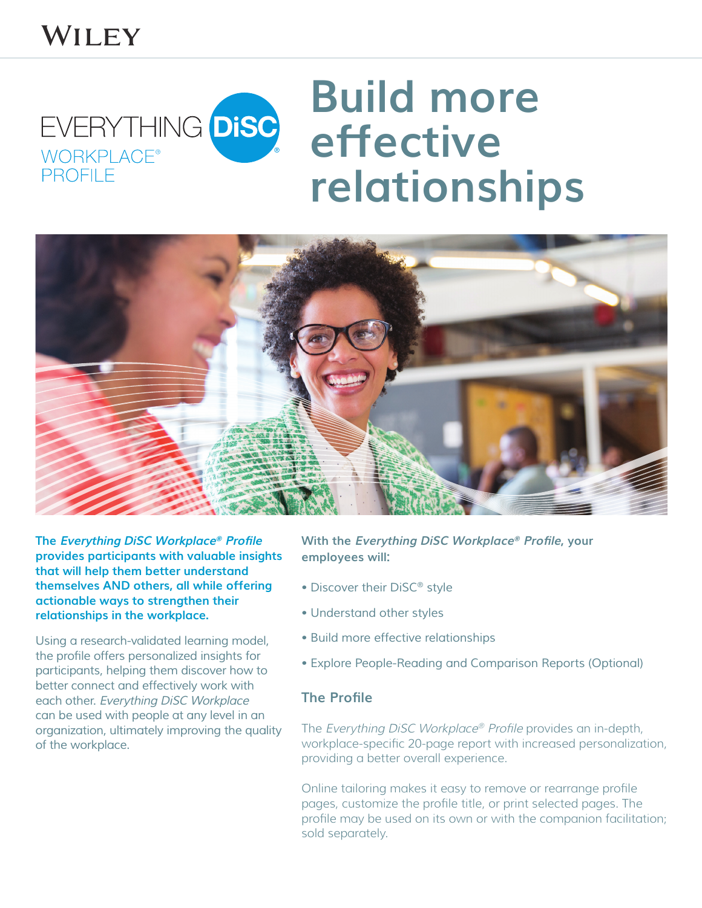WILEY

EVERYTHING DiSC® WORKPLACE® PROFILE

# Build more effective relationships

**The *Everything DiSC Workplace® Profile* provides participants with valuable insights that will help them better understand themselves AND others, all while offering actionable ways to strengthen their relationships in the workplace.**

Using a research-validated learning model, the profile offers personalized insights for participants, helping them discover how to better connect and effectively work with each other. *Everything DiSC Workplace* can be used with people at any level in an organization, ultimately improving the quality of the workplace.

**With the *Everything DiSC Workplace® Profile*, your employees will:**

- Discover their DiSC® style
- Understand other styles
- Build more effective relationships
- Explore People-Reading and Comparison Reports (Optional)

## The Profile

The *Everything DiSC Workplace® Profile* provides an in-depth, workplace-specific 20-page report with increased personalization, providing a better overall experience.

Online tailoring makes it easy to remove or rearrange profile pages, customize the profile title, or print selected pages. The profile may be used on its own or with the companion facilitation; sold separately.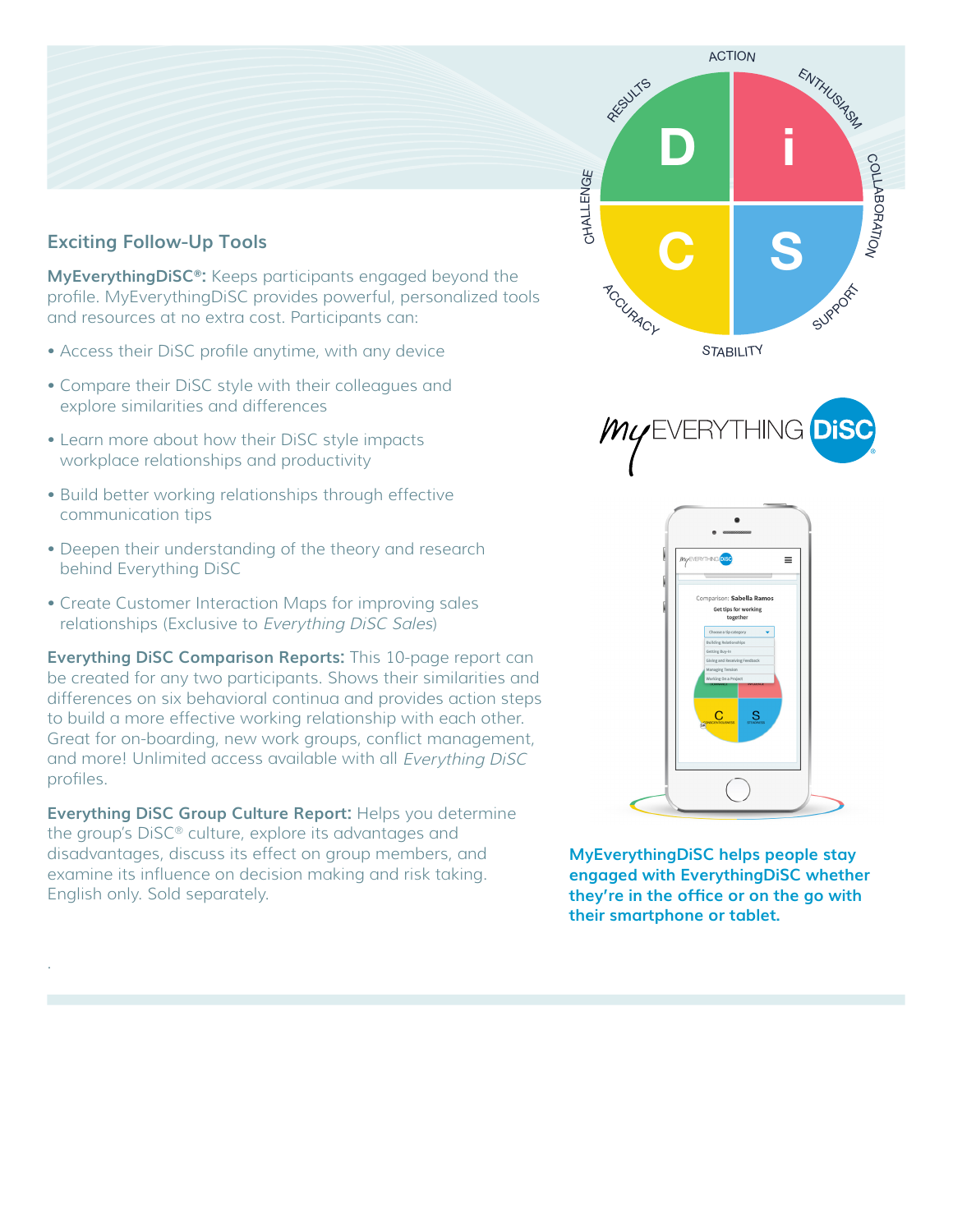## Exciting Follow-Up Tools

**MyEverythingDiSC®:** Keeps participants engaged beyond the profile. MyEverythingDiSC provides powerful, personalized tools and resources at no extra cost. Participants can:

- Access their DiSC profile anytime, with any device
- Compare their DiSC style with their colleagues and explore similarities and differences
- Learn more about how their DiSC style impacts workplace relationships and productivity
- Build better working relationships through effective communication tips
- Deepen their understanding of the theory and research behind Everything DiSC
- Create Customer Interaction Maps for improving sales relationships (Exclusive to *Everything DiSC Sales*)

**Everything DiSC Comparison Reports:** This 10-page report can be created for any two participants. Shows their similarities and differences on six behavioral continua and provides action steps to build a more effective working relationship with each other. Great for on-boarding, new work groups, conflict management, and more! Unlimited access available with all *Everything DiSC* profiles.

**Everything DiSC Group Culture Report:** Helps you determine the group's DiSC® culture, explore its advantages and disadvantages, discuss its effect on group members, and examine its influence on decision making and risk taking. English only. Sold separately.

ACTION
ENTHUSIASM
COLLABORATION
SUPPORT
STABILITY
ACCURACY
CHALLENGE
RESULTS
D
i
C
S

myEVERYTHING DiSC®

**MyEverythingDiSC helps people stay engaged with EverythingDiSC whether they're in the office or on the go with their smartphone or tablet.**